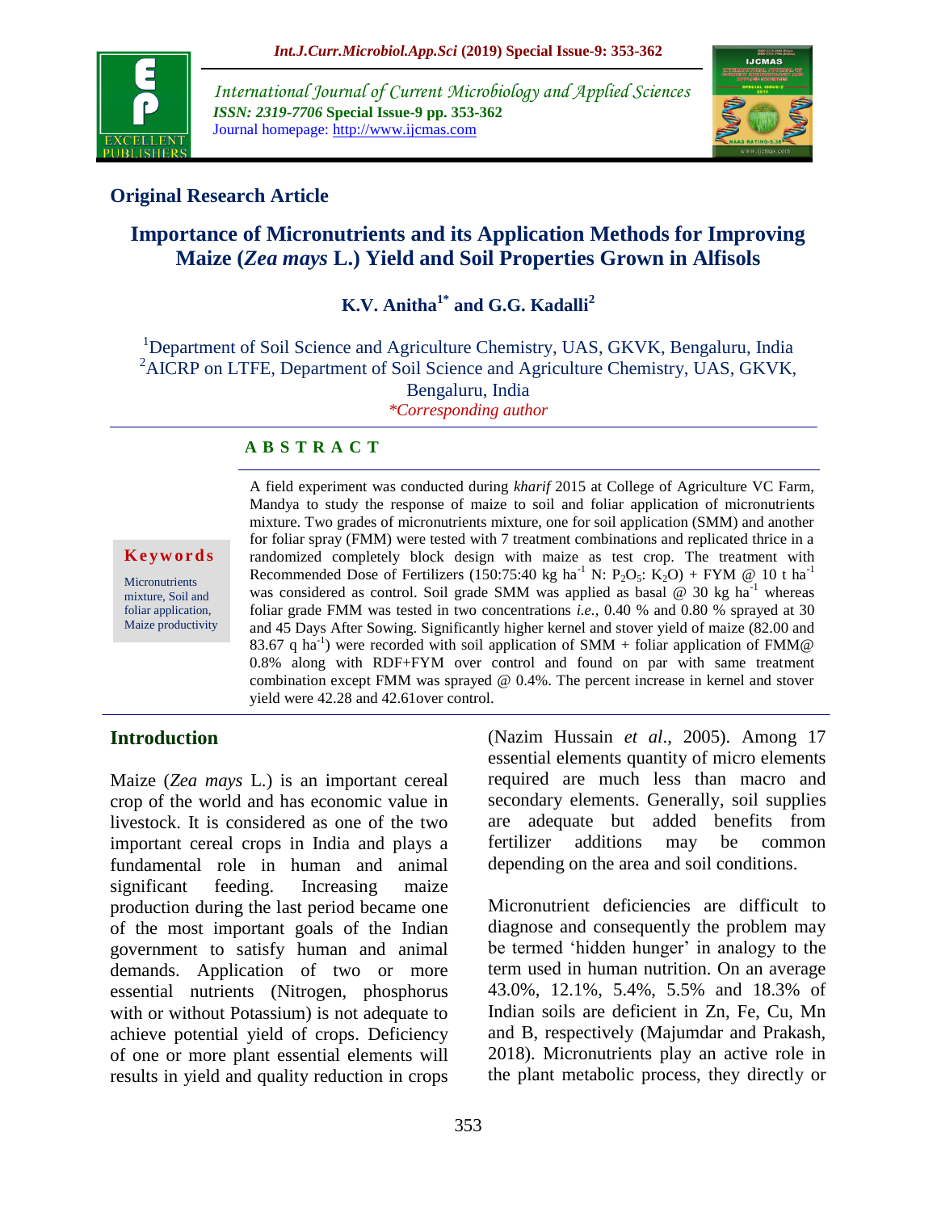## Original Research Article

# Importance of Micronutrients and its Application Methods for Improving Maize (*Zea mays* L.) Yield and Soil Properties Grown in Alfisols

**K.V. Anitha[1*] and G.G. Kadalli[2]**

[1]Department of Soil Science and Agriculture Chemistry, UAS, GKVK, Bengaluru, India
[2]AICRP on LTFE, Department of Soil Science and Agriculture Chemistry, UAS, GKVK, Bengaluru, India
*\*Corresponding author*

## ABSTRACT

**Keywords**

Micronutrients mixture, Soil and foliar application, Maize productivity

A field experiment was conducted during *kharif* 2015 at College of Agriculture VC Farm, Mandya to study the response of maize to soil and foliar application of micronutrients mixture. Two grades of micronutrients mixture, one for soil application (SMM) and another for foliar spray (FMM) were tested with 7 treatment combinations and replicated thrice in a randomized completely block design with maize as test crop. The treatment with Recommended Dose of Fertilizers (150:75:40 kg $ha^{-1}$ N: $P_2O_5$: $K_2O$) + FYM @ 10 t $ha^{-1}$ was considered as control. Soil grade SMM was applied as basal @ 30 kg $ha^{-1}$ whereas foliar grade FMM was tested in two concentrations *i.e.,* 0.40 % and 0.80 % sprayed at 30 and 45 Days After Sowing. Significantly higher kernel and stover yield of maize (82.00 and 83.67 q $ha^{-1}$) were recorded with soil application of SMM + foliar application of FMM@ 0.8% along with RDF+FYM over control and found on par with same treatment combination except FMM was sprayed @ 0.4%. The percent increase in kernel and stover yield were 42.28 and 42.61over control.

## Introduction

Maize (*Zea mays* L.) is an important cereal crop of the world and has economic value in livestock. It is considered as one of the two important cereal crops in India and plays a fundamental role in human and animal significant feeding. Increasing maize production during the last period became one of the most important goals of the Indian government to satisfy human and animal demands. Application of two or more essential nutrients (Nitrogen, phosphorus with or without Potassium) is not adequate to achieve potential yield of crops. Deficiency of one or more plant essential elements will results in yield and quality reduction in crops (Nazim Hussain *et al*., 2005). Among 17 essential elements quantity of micro elements required are much less than macro and secondary elements. Generally, soil supplies are adequate but added benefits from fertilizer additions may be common depending on the area and soil conditions.

Micronutrient deficiencies are difficult to diagnose and consequently the problem may be termed 'hidden hunger' in analogy to the term used in human nutrition. On an average 43.0%, 12.1%, 5.4%, 5.5% and 18.3% of Indian soils are deficient in Zn, Fe, Cu, Mn and B, respectively (Majumdar and Prakash, 2018). Micronutrients play an active role in the plant metabolic process, they directly or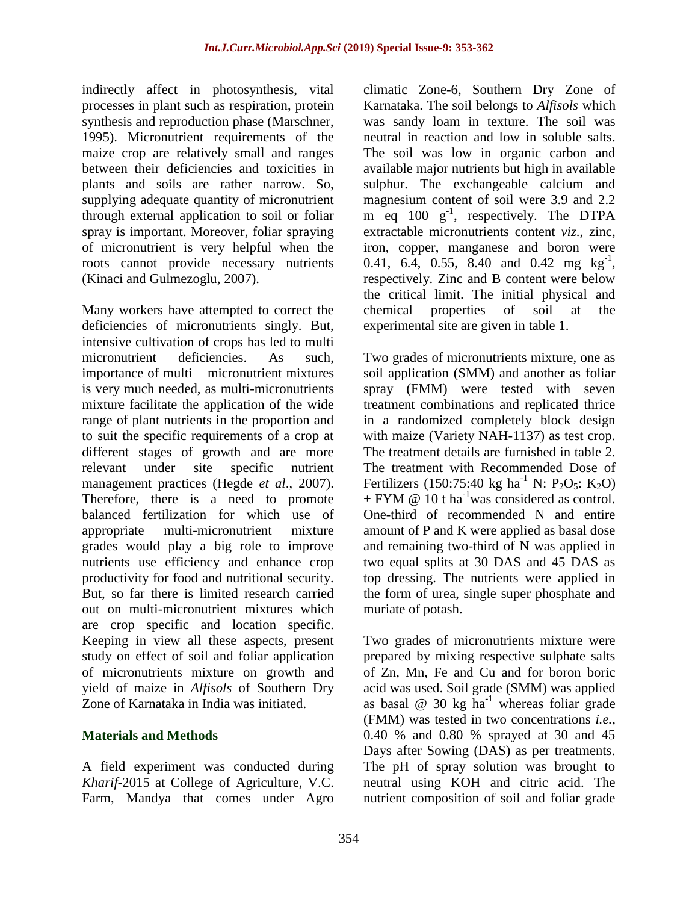indirectly affect in photosynthesis, vital processes in plant such as respiration, protein synthesis and reproduction phase (Marschner, 1995). Micronutrient requirements of the maize crop are relatively small and ranges between their deficiencies and toxicities in plants and soils are rather narrow. So, supplying adequate quantity of micronutrient through external application to soil or foliar spray is important. Moreover, foliar spraying of micronutrient is very helpful when the roots cannot provide necessary nutrients (Kinaci and Gulmezoglu, 2007).

Many workers have attempted to correct the deficiencies of micronutrients singly. But, intensive cultivation of crops has led to multi micronutrient deficiencies. As such, importance of multi – micronutrient mixtures is very much needed, as multi-micronutrients mixture facilitate the application of the wide range of plant nutrients in the proportion and to suit the specific requirements of a crop at different stages of growth and are more relevant under site specific nutrient management practices (Hegde *et al*., 2007). Therefore, there is a need to promote balanced fertilization for which use of appropriate multi-micronutrient mixture grades would play a big role to improve nutrients use efficiency and enhance crop productivity for food and nutritional security. But, so far there is limited research carried out on multi-micronutrient mixtures which are crop specific and location specific. Keeping in view all these aspects, present study on effect of soil and foliar application of micronutrients mixture on growth and yield of maize in *Alfisols* of Southern Dry Zone of Karnataka in India was initiated.

## Materials and Methods

A field experiment was conducted during *Kharif*-2015 at College of Agriculture, V.C. Farm, Mandya that comes under Agro climatic Zone-6, Southern Dry Zone of Karnataka. The soil belongs to *Alfisols* which was sandy loam in texture. The soil was neutral in reaction and low in soluble salts. The soil was low in organic carbon and available major nutrients but high in available sulphur. The exchangeable calcium and magnesium content of soil were 3.9 and 2.2 m eq 100 $g^{-1}$, respectively. The DTPA extractable micronutrients content *viz*., zinc, iron, copper, manganese and boron were 0.41, 6.4, 0.55, 8.40 and 0.42 mg $kg^{-1}$, respectively. Zinc and B content were below the critical limit. The initial physical and chemical properties of soil at the experimental site are given in table 1.

Two grades of micronutrients mixture, one as soil application (SMM) and another as foliar spray (FMM) were tested with seven treatment combinations and replicated thrice in a randomized completely block design with maize (Variety NAH-1137) as test crop. The treatment details are furnished in table 2. The treatment with Recommended Dose of Fertilizers (150:75:40 kg $ha^{-1}$ N: $P_2O_5$: $K_2O$) + FYM @ 10 t $ha^{-1}$was considered as control. One-third of recommended N and entire amount of P and K were applied as basal dose and remaining two-third of N was applied in two equal splits at 30 DAS and 45 DAS as top dressing. The nutrients were applied in the form of urea, single super phosphate and muriate of potash.

Two grades of micronutrients mixture were prepared by mixing respective sulphate salts of Zn, Mn, Fe and Cu and for boron boric acid was used. Soil grade (SMM) was applied as basal @ 30 kg $ha^{-1}$ whereas foliar grade (FMM) was tested in two concentrations *i.e.*, 0.40 % and 0.80 % sprayed at 30 and 45 Days after Sowing (DAS) as per treatments. The pH of spray solution was brought to neutral using KOH and citric acid. The nutrient composition of soil and foliar grade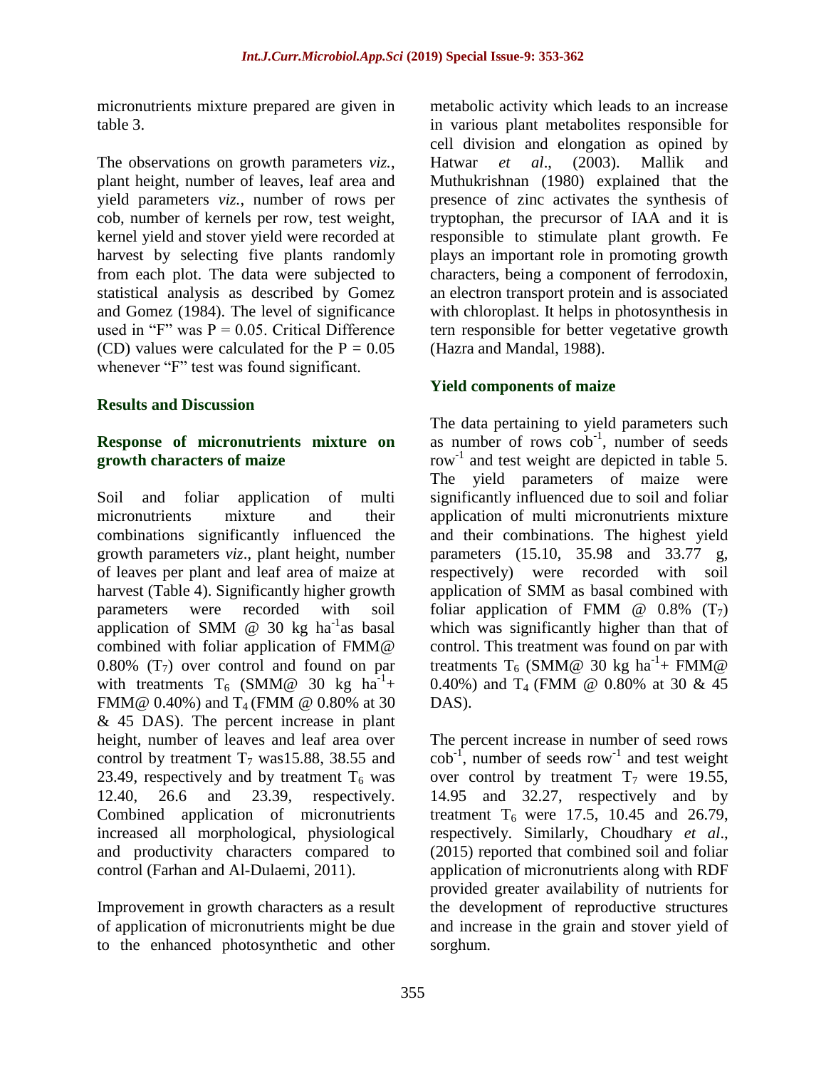micronutrients mixture prepared are given in table 3.

The observations on growth parameters *viz.*, plant height, number of leaves, leaf area and yield parameters *viz.*, number of rows per cob, number of kernels per row, test weight, kernel yield and stover yield were recorded at harvest by selecting five plants randomly from each plot. The data were subjected to statistical analysis as described by Gomez and Gomez (1984). The level of significance used in "F" was $P = 0.05$. Critical Difference (CD) values were calculated for the $P = 0.05$ whenever "F" test was found significant.

## Results and Discussion

### Response of micronutrients mixture on growth characters of maize

Soil and foliar application of multi micronutrients mixture and their combinations significantly influenced the growth parameters *viz*., plant height, number of leaves per plant and leaf area of maize at harvest (Table 4). Significantly higher growth parameters were recorded with soil application of SMM @ 30 kg $ha^{-1}$as basal combined with foliar application of FMM@ 0.80% ($T_7$) over control and found on par with treatments $T_6$ (SMM@ 30 kg $ha^{-1}$+ FMM@ 0.40%) and $T_4$ (FMM @ 0.80% at 30 & 45 DAS). The percent increase in plant height, number of leaves and leaf area over control by treatment $T_7$ was15.88, 38.55 and 23.49, respectively and by treatment $T_6$ was 12.40, 26.6 and 23.39, respectively. Combined application of micronutrients increased all morphological, physiological and productivity characters compared to control (Farhan and Al-Dulaemi, 2011).

Improvement in growth characters as a result of application of micronutrients might be due to the enhanced photosynthetic and other metabolic activity which leads to an increase in various plant metabolites responsible for cell division and elongation as opined by Hatwar *et al*., (2003). Mallik and Muthukrishnan (1980) explained that the presence of zinc activates the synthesis of tryptophan, the precursor of IAA and it is responsible to stimulate plant growth. Fe plays an important role in promoting growth characters, being a component of ferrodoxin, an electron transport protein and is associated with chloroplast. It helps in photosynthesis in tern responsible for better vegetative growth (Hazra and Mandal, 1988).

### Yield components of maize

The data pertaining to yield parameters such as number of rows $cob^{-1}$, number of seeds $row^{-1}$ and test weight are depicted in table 5. The yield parameters of maize were significantly influenced due to soil and foliar application of multi micronutrients mixture and their combinations. The highest yield parameters (15.10, 35.98 and 33.77 g, respectively) were recorded with soil application of SMM as basal combined with foliar application of FMM @ 0.8% ($T_7$) which was significantly higher than that of control. This treatment was found on par with treatments $T_6$ (SMM@ 30 kg $ha^{-1}$+ FMM@ 0.40%) and $T_4$ (FMM @ 0.80% at 30 & 45 DAS).

The percent increase in number of seed rows $cob^{-1}$, number of seeds $row^{-1}$ and test weight over control by treatment $T_7$ were 19.55, 14.95 and 32.27, respectively and by treatment $T_6$ were 17.5, 10.45 and 26.79, respectively. Similarly, Choudhary *et al*., (2015) reported that combined soil and foliar application of micronutrients along with RDF provided greater availability of nutrients for the development of reproductive structures and increase in the grain and stover yield of sorghum.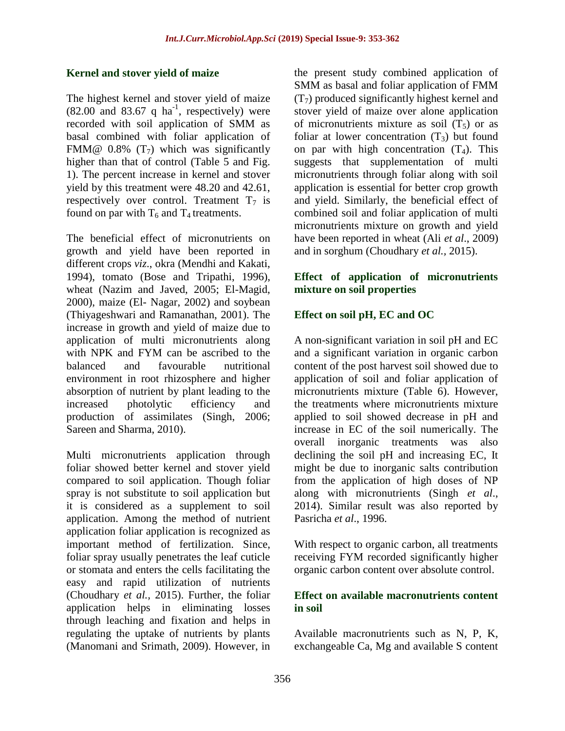### Kernel and stover yield of maize

The highest kernel and stover yield of maize (82.00 and 83.67 q $ha^{-1}$, respectively) were recorded with soil application of SMM as basal combined with foliar application of FMM@ 0.8% ($T_7$) which was significantly higher than that of control (Table 5 and Fig. 1). The percent increase in kernel and stover yield by this treatment were 48.20 and 42.61, respectively over control. Treatment $T_7$ is found on par with $T_6$ and $T_4$ treatments.

The beneficial effect of micronutrients on growth and yield have been reported in different crops *viz*., okra (Mendhi and Kakati, 1994), tomato (Bose and Tripathi, 1996), wheat (Nazim and Javed, 2005; El-Magid, 2000), maize (El- Nagar, 2002) and soybean (Thiyageshwari and Ramanathan, 2001). The increase in growth and yield of maize due to application of multi micronutrients along with NPK and FYM can be ascribed to the balanced and favourable nutritional environment in root rhizosphere and higher absorption of nutrient by plant leading to the increased photolytic efficiency and production of assimilates (Singh, 2006; Sareen and Sharma, 2010).

Multi micronutrients application through foliar showed better kernel and stover yield compared to soil application. Though foliar spray is not substitute to soil application but it is considered as a supplement to soil application. Among the method of nutrient application foliar application is recognized as important method of fertilization. Since, foliar spray usually penetrates the leaf cuticle or stomata and enters the cells facilitating the easy and rapid utilization of nutrients (Choudhary *et al.,* 2015). Further, the foliar application helps in eliminating losses through leaching and fixation and helps in regulating the uptake of nutrients by plants (Manomani and Srimath, 2009). However, in the present study combined application of SMM as basal and foliar application of FMM ($T_7$) produced significantly highest kernel and stover yield of maize over alone application of micronutrients mixture as soil ($T_5$) or as foliar at lower concentration ($T_3$) but found on par with high concentration ($T_4$). This suggests that supplementation of multi micronutrients through foliar along with soil application is essential for better crop growth and yield. Similarly, the beneficial effect of combined soil and foliar application of multi micronutrients mixture on growth and yield have been reported in wheat (Ali *et al*., 2009) and in sorghum (Choudhary *et al.,* 2015).

### Effect of application of micronutrients mixture on soil properties

### Effect on soil pH, EC and OC

A non-significant variation in soil pH and EC and a significant variation in organic carbon content of the post harvest soil showed due to application of soil and foliar application of micronutrients mixture (Table 6). However, the treatments where micronutrients mixture applied to soil showed decrease in pH and increase in EC of the soil numerically. The overall inorganic treatments was also declining the soil pH and increasing EC, It might be due to inorganic salts contribution from the application of high doses of NP along with micronutrients (Singh *et al*., 2014). Similar result was also reported by Pasricha *et al*., 1996.

With respect to organic carbon, all treatments receiving FYM recorded significantly higher organic carbon content over absolute control.

### Effect on available macronutrients content in soil

Available macronutrients such as N, P, K, exchangeable Ca, Mg and available S content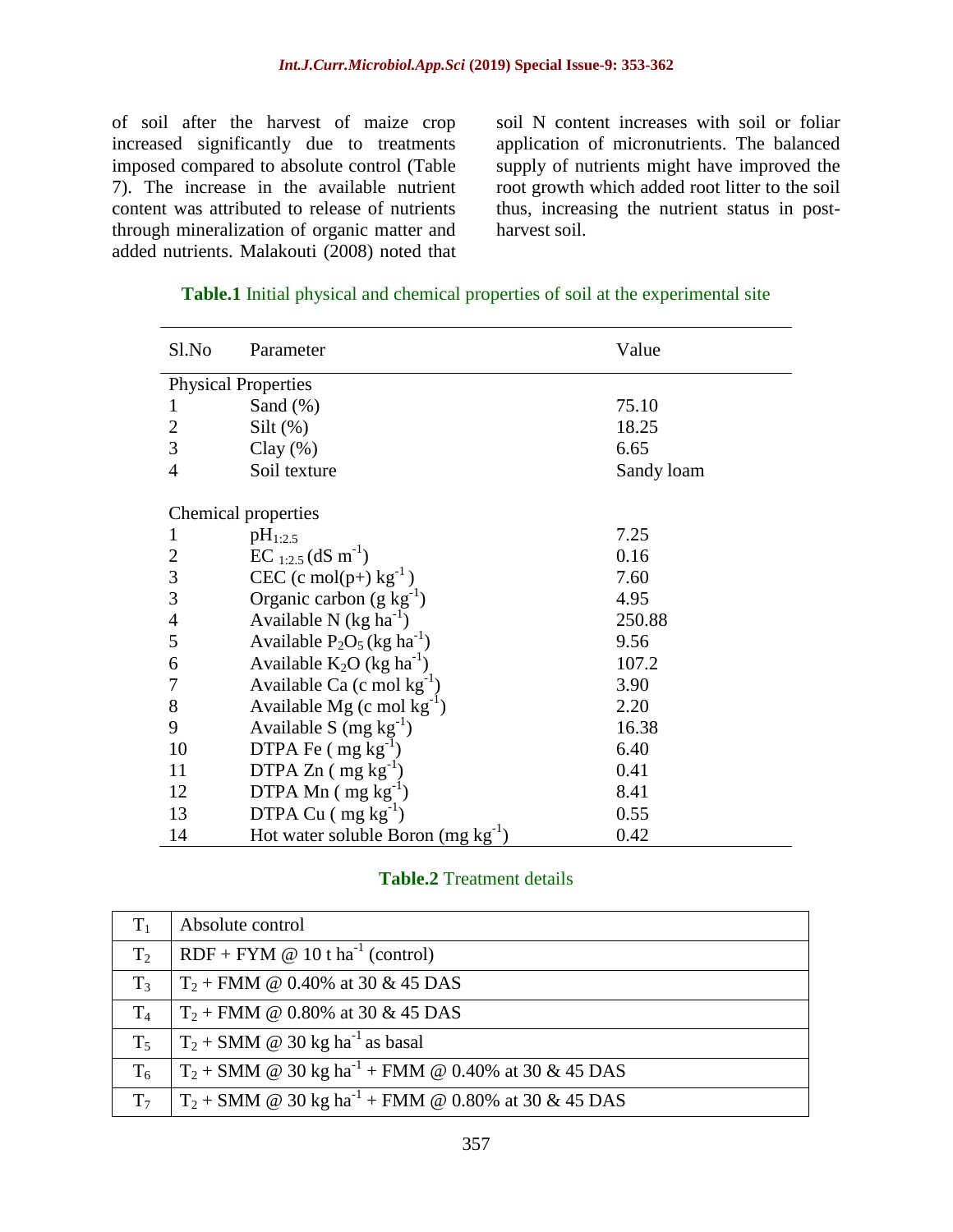of soil after the harvest of maize crop increased significantly due to treatments imposed compared to absolute control (Table 7). The increase in the available nutrient content was attributed to release of nutrients through mineralization of organic matter and added nutrients. Malakouti (2008) noted that soil N content increases with soil or foliar application of micronutrients. The balanced supply of nutrients might have improved the root growth which added root litter to the soil thus, increasing the nutrient status in post-harvest soil.

**Table.1** Initial physical and chemical properties of soil at the experimental site

| Sl.No | Parameter | Value |
|---|---|---|
| Physical Properties | | |
| 1 | Sand (%) | 75.10 |
| 2 | Silt (%) | 18.25 |
| 3 | Clay (%) | 6.65 |
| 4 | Soil texture | Sandy loam |
| Chemical properties | | |
| 1 | $pH_{1:2.5}$ | 7.25 |
| 2 | $EC_{1:2.5}$ ($dS\ m^{-1}$) | 0.16 |
| 3 | CEC (c mol(p+) $kg^{-1}$) | 7.60 |
| 3 | Organic carbon (g $kg^{-1}$) | 4.95 |
| 4 | Available N (kg $ha^{-1}$) | 250.88 |
| 5 | Available $P_2O_5$ (kg $ha^{-1}$) | 9.56 |
| 6 | Available $K_2O$ (kg $ha^{-1}$) | 107.2 |
| 7 | Available Ca (c mol $kg^{-1}$) | 3.90 |
| 8 | Available Mg (c mol $kg^{-1}$) | 2.20 |
| 9 | Available S (mg $kg^{-1}$) | 16.38 |
| 10 | DTPA Fe ( mg $kg^{-1}$) | 6.40 |
| 11 | DTPA Zn ( mg $kg^{-1}$) | 0.41 |
| 12 | DTPA Mn ( mg $kg^{-1}$) | 8.41 |
| 13 | DTPA Cu ( mg $kg^{-1}$) | 0.55 |
| 14 | Hot water soluble Boron (mg $kg^{-1}$) | 0.42 |

**Table.2** Treatment details

| Treatment | Details |
|---|---|
| $T_1$ | Absolute control |
| $T_2$ | RDF + FYM @ 10 t $ha^{-1}$ (control) |
| $T_3$ | $T_2$ + FMM @ 0.40% at 30 & 45 DAS |
| $T_4$ | $T_2$ + FMM @ 0.80% at 30 & 45 DAS |
| $T_5$ | $T_2$ + SMM @ 30 kg $ha^{-1}$ as basal |
| $T_6$ | $T_2$ + SMM @ 30 kg $ha^{-1}$ + FMM @ 0.40% at 30 & 45 DAS |
| $T_7$ | $T_2$ + SMM @ 30 kg $ha^{-1}$ + FMM @ 0.80% at 30 & 45 DAS |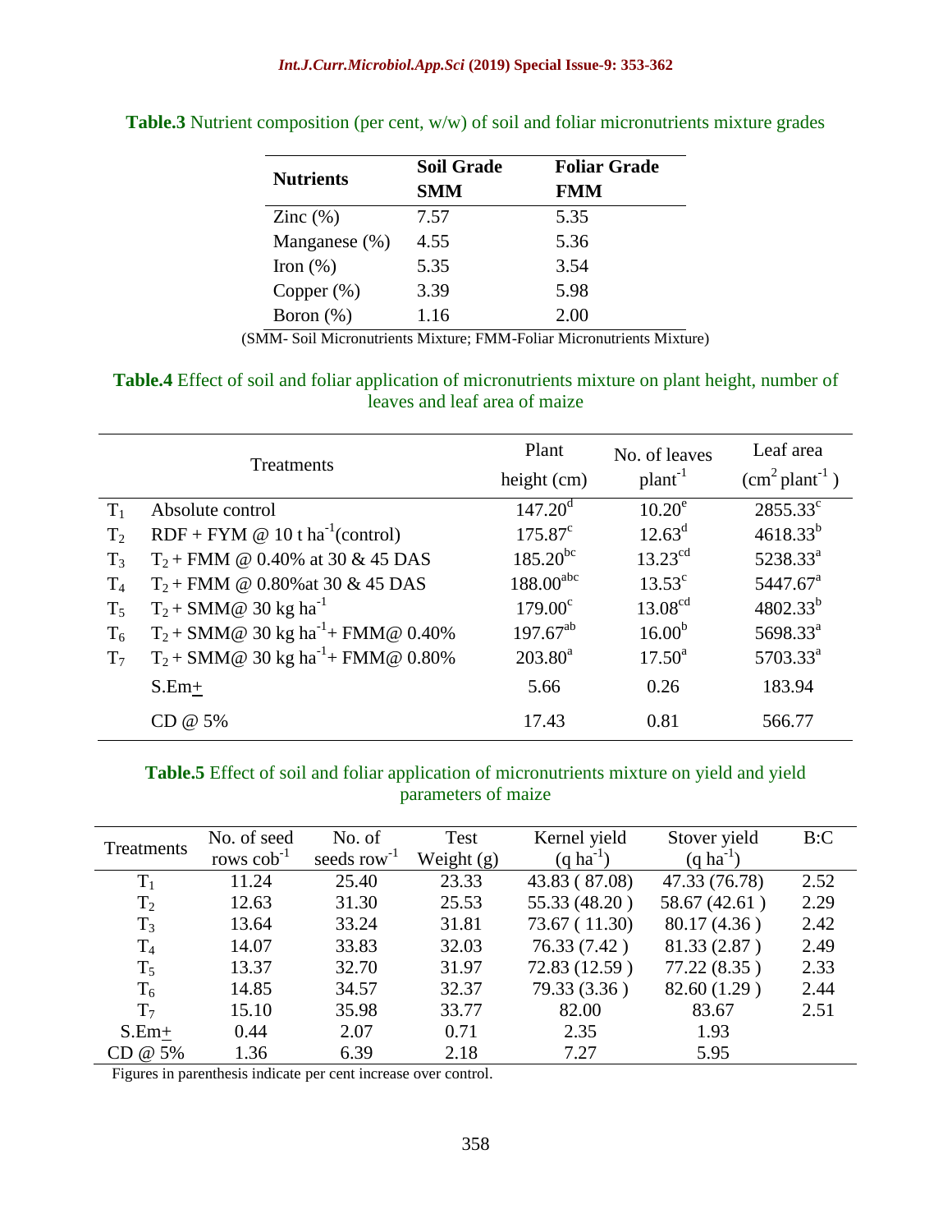**Table.3** Nutrient composition (per cent, w/w) of soil and foliar micronutrients mixture grades

| Nutrients | Soil Grade SMM | Foliar Grade FMM |
|---|---|---|
| Zinc (%) | 7.57 | 5.35 |
| Manganese (%) | 4.55 | 5.36 |
| Iron (%) | 5.35 | 3.54 |
| Copper (%) | 3.39 | 5.98 |
| Boron (%) | 1.16 | 2.00 |

(SMM- Soil Micronutrients Mixture; FMM-Foliar Micronutrients Mixture)

**Table.4** Effect of soil and foliar application of micronutrients mixture on plant height, number of leaves and leaf area of maize

| | Treatments | Plant height (cm) | No. of leaves $plant^{-1}$ | Leaf area ($cm^2$ $plant^{-1}$) |
|---|---|---|---|---|
| $T_1$ | Absolute control | $147.20^{d}$ | $10.20^{e}$ | $2855.33^{c}$ |
| $T_2$ | RDF + FYM @ 10 t $ha^{-1}$(control) | $175.87^{c}$ | $12.63^{d}$ | $4618.33^{b}$ |
| $T_3$ | $T_2$ + FMM @ 0.40% at 30 & 45 DAS | $185.20^{bc}$ | $13.23^{cd}$ | $5238.33^{a}$ |
| $T_4$ | $T_2$ + FMM @ 0.80%at 30 & 45 DAS | $188.00^{abc}$ | $13.53^{c}$ | $5447.67^{a}$ |
| $T_5$ | $T_2$ + SMM@ 30 kg $ha^{-1}$ | $179.00^{c}$ | $13.08^{cd}$ | $4802.33^{b}$ |
| $T_6$ | $T_2$ + SMM@ 30 kg $ha^{-1}$+ FMM@ 0.40% | $197.67^{ab}$ | $16.00^{b}$ | $5698.33^{a}$ |
| $T_7$ | $T_2$ + SMM@ 30 kg $ha^{-1}$+ FMM@ 0.80% | $203.80^{a}$ | $17.50^{a}$ | $5703.33^{a}$ |
| | S.Em$\pm$ | 5.66 | 0.26 | 183.94 |
| | CD @ 5% | 17.43 | 0.81 | 566.77 |

**Table.5** Effect of soil and foliar application of micronutrients mixture on yield and yield parameters of maize

| Treatments | No. of seed rows $cob^{-1}$ | No. of seeds $row^{-1}$ | Test Weight (g) | Kernel yield (q $ha^{-1}$) | Stover yield (q $ha^{-1}$) | B:C |
|---|---|---|---|---|---|---|
| $T_1$ | 11.24 | 25.40 | 23.33 | 43.83 ( 87.08) | 47.33 (76.78) | 2.52 |
| $T_2$ | 12.63 | 31.30 | 25.53 | 55.33 (48.20 ) | 58.67 (42.61 ) | 2.29 |
| $T_3$ | 13.64 | 33.24 | 31.81 | 73.67 ( 11.30) | 80.17 (4.36 ) | 2.42 |
| $T_4$ | 14.07 | 33.83 | 32.03 | 76.33 (7.42 ) | 81.33 (2.87 ) | 2.49 |
| $T_5$ | 13.37 | 32.70 | 31.97 | 72.83 (12.59 ) | 77.22 (8.35 ) | 2.33 |
| $T_6$ | 14.85 | 34.57 | 32.37 | 79.33 (3.36 ) | 82.60 (1.29 ) | 2.44 |
| $T_7$ | 15.10 | 35.98 | 33.77 | 82.00 | 83.67 | 2.51 |
| S.Em$\pm$ | 0.44 | 2.07 | 0.71 | 2.35 | 1.93 | |
| CD @ 5% | 1.36 | 6.39 | 2.18 | 7.27 | 5.95 | |

Figures in parenthesis indicate per cent increase over control.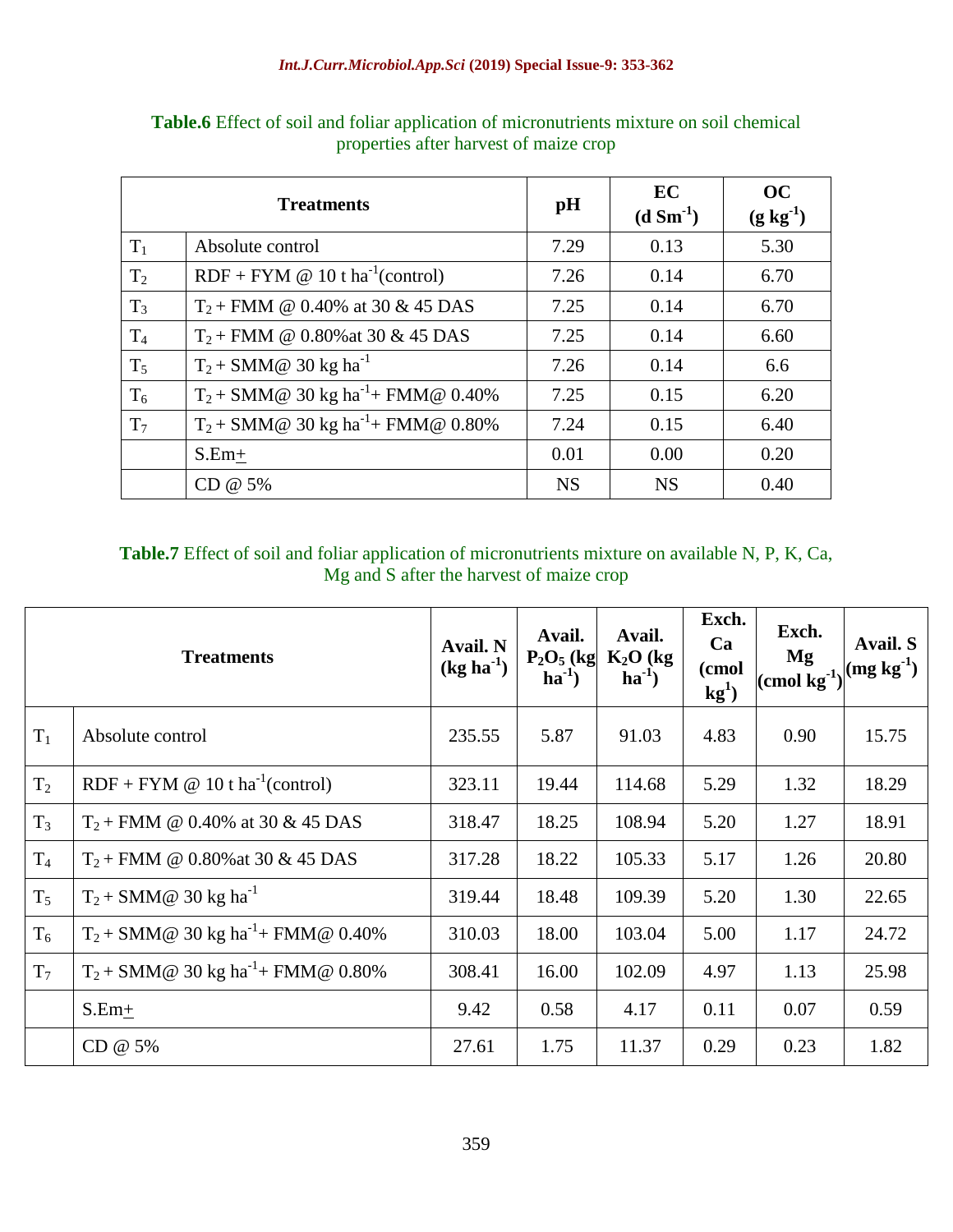**Table.6** Effect of soil and foliar application of micronutrients mixture on soil chemical properties after harvest of maize crop

| Treatments | | pH | EC ($d\ Sm^{-1}$) | OC ($g\ kg^{-1}$) |
|---|---|---|---|---|
| $T_1$ | Absolute control | 7.29 | 0.13 | 5.30 |
| $T_2$ | RDF + FYM @ 10 t $ha^{-1}$(control) | 7.26 | 0.14 | 6.70 |
| $T_3$ | $T_2$ + FMM @ 0.40% at 30 & 45 DAS | 7.25 | 0.14 | 6.70 |
| $T_4$ | $T_2$ + FMM @ 0.80%at 30 & 45 DAS | 7.25 | 0.14 | 6.60 |
| $T_5$ | $T_2$ + SMM@ 30 kg $ha^{-1}$ | 7.26 | 0.14 | 6.6 |
| $T_6$ | $T_2$ + SMM@ 30 kg $ha^{-1}$+ FMM@ 0.40% | 7.25 | 0.15 | 6.20 |
| $T_7$ | $T_2$ + SMM@ 30 kg $ha^{-1}$+ FMM@ 0.80% | 7.24 | 0.15 | 6.40 |
| | S.Em± | 0.01 | 0.00 | 0.20 |
| | CD @ 5% | NS | NS | 0.40 |

**Table.7** Effect of soil and foliar application of micronutrients mixture on available N, P, K, Ca, Mg and S after the harvest of maize crop

| Treatments | | Avail. N ($kg\ ha^{-1}$) | Avail. $P_2O_5$ ($kg\ ha^{-1}$) | Avail. $K_2O$ ($kg\ ha^{-1}$) | Exch. Ca ($cmol\ kg^{1}$) | Exch. Mg ($cmol\ kg^{-1}$) | Avail. S ($mg\ kg^{-1}$) |
|---|---|---|---|---|---|---|---|
| $T_1$ | Absolute control | 235.55 | 5.87 | 91.03 | 4.83 | 0.90 | 15.75 |
| $T_2$ | RDF + FYM @ 10 t $ha^{-1}$(control) | 323.11 | 19.44 | 114.68 | 5.29 | 1.32 | 18.29 |
| $T_3$ | $T_2$ + FMM @ 0.40% at 30 & 45 DAS | 318.47 | 18.25 | 108.94 | 5.20 | 1.27 | 18.91 |
| $T_4$ | $T_2$ + FMM @ 0.80%at 30 & 45 DAS | 317.28 | 18.22 | 105.33 | 5.17 | 1.26 | 20.80 |
| $T_5$ | $T_2$ + SMM@ 30 kg $ha^{-1}$ | 319.44 | 18.48 | 109.39 | 5.20 | 1.30 | 22.65 |
| $T_6$ | $T_2$ + SMM@ 30 kg $ha^{-1}$+ FMM@ 0.40% | 310.03 | 18.00 | 103.04 | 5.00 | 1.17 | 24.72 |
| $T_7$ | $T_2$ + SMM@ 30 kg $ha^{-1}$+ FMM@ 0.80% | 308.41 | 16.00 | 102.09 | 4.97 | 1.13 | 25.98 |
| | S.Em± | 9.42 | 0.58 | 4.17 | 0.11 | 0.07 | 0.59 |
| | CD @ 5% | 27.61 | 1.75 | 11.37 | 0.29 | 0.23 | 1.82 |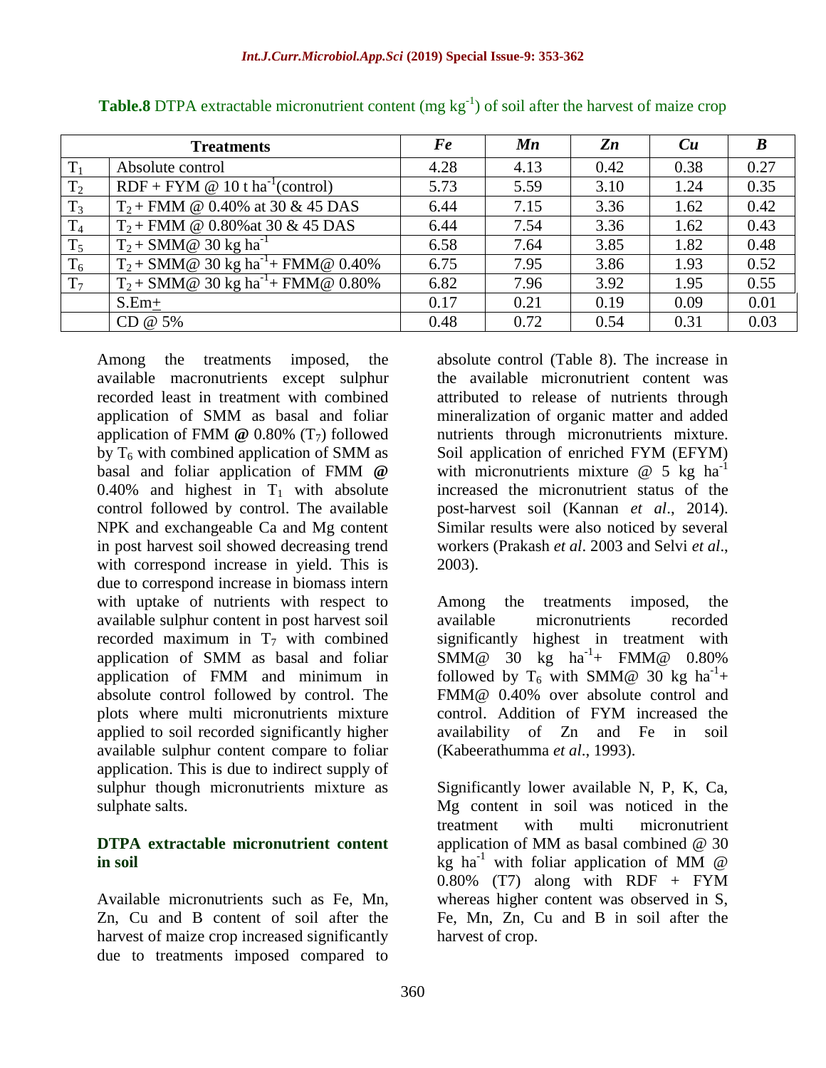**Table.8** DTPA extractable micronutrient content (mg $kg^{-1}$) of soil after the harvest of maize crop

| Treatments | | *Fe* | *Mn* | *Zn* | *Cu* | *B* |
|---|---|---|---|---|---|---|
| $T_1$ | Absolute control | 4.28 | 4.13 | 0.42 | 0.38 | 0.27 |
| $T_2$ | RDF + FYM @ 10 t $ha^{-1}$(control) | 5.73 | 5.59 | 3.10 | 1.24 | 0.35 |
| $T_3$ | $T_2$ + FMM @ 0.40% at 30 & 45 DAS | 6.44 | 7.15 | 3.36 | 1.62 | 0.42 |
| $T_4$ | $T_2$ + FMM @ 0.80%at 30 & 45 DAS | 6.44 | 7.54 | 3.36 | 1.62 | 0.43 |
| $T_5$ | $T_2$ + SMM@ 30 kg $ha^{-1}$ | 6.58 | 7.64 | 3.85 | 1.82 | 0.48 |
| $T_6$ | $T_2$ + SMM@ 30 kg $ha^{-1}$+ FMM@ 0.40% | 6.75 | 7.95 | 3.86 | 1.93 | 0.52 |
| $T_7$ | $T_2$ + SMM@ 30 kg $ha^{-1}$+ FMM@ 0.80% | 6.82 | 7.96 | 3.92 | 1.95 | 0.55 |
| | S.Em± | 0.17 | 0.21 | 0.19 | 0.09 | 0.01 |
| | CD @ 5% | 0.48 | 0.72 | 0.54 | 0.31 | 0.03 |

Among the treatments imposed, the available macronutrients except sulphur recorded least in treatment with combined application of SMM as basal and foliar application of FMM **@** 0.80% ($T_7$) followed by $T_6$ with combined application of SMM as basal and foliar application of FMM **@** 0.40% and highest in $T_1$ with absolute control followed by control. The available NPK and exchangeable Ca and Mg content in post harvest soil showed decreasing trend with correspond increase in yield. This is due to correspond increase in biomass intern with uptake of nutrients with respect to available sulphur content in post harvest soil recorded maximum in $T_7$ with combined application of SMM as basal and foliar application of FMM and minimum in absolute control followed by control. The plots where multi micronutrients mixture applied to soil recorded significantly higher available sulphur content compare to foliar application. This is due to indirect supply of sulphur though micronutrients mixture as sulphate salts.

### DTPA extractable micronutrient content in soil

Available micronutrients such as Fe, Mn, Zn, Cu and B content of soil after the harvest of maize crop increased significantly due to treatments imposed compared to absolute control (Table 8). The increase in the available micronutrient content was attributed to release of nutrients through mineralization of organic matter and added nutrients through micronutrients mixture. Soil application of enriched FYM (EFYM) with micronutrients mixture @ 5 kg $ha^{-1}$ increased the micronutrient status of the post-harvest soil (Kannan *et al*., 2014). Similar results were also noticed by several workers (Prakash *et al*. 2003 and Selvi *et al*., 2003).

Among the treatments imposed, the available micronutrients recorded significantly highest in treatment with SMM@ 30 kg $ha^{-1}$+ FMM@ 0.80% followed by $T_6$ with SMM@ 30 kg $ha^{-1}$+ FMM@ 0.40% over absolute control and control. Addition of FYM increased the availability of Zn and Fe in soil (Kabeerathumma *et al*., 1993).

Significantly lower available N, P, K, Ca, Mg content in soil was noticed in the treatment with multi micronutrient application of MM as basal combined @ 30 kg $ha^{-1}$ with foliar application of MM @ 0.80% (T7) along with RDF + FYM whereas higher content was observed in S, Fe, Mn, Zn, Cu and B in soil after the harvest of crop.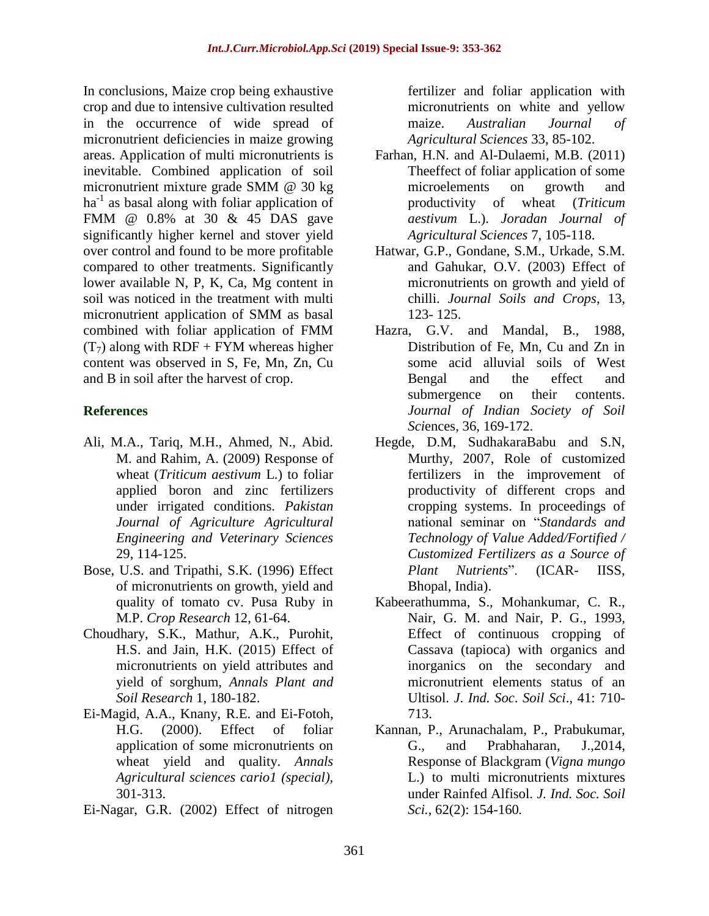In conclusions, Maize crop being exhaustive crop and due to intensive cultivation resulted in the occurrence of wide spread of micronutrient deficiencies in maize growing areas. Application of multi micronutrients is inevitable. Combined application of soil micronutrient mixture grade SMM @ 30 kg ha$^{-1}$ as basal along with foliar application of FMM @ 0.8% at 30 & 45 DAS gave significantly higher kernel and stover yield over control and found to be more profitable compared to other treatments. Significantly lower available N, P, K, Ca, Mg content in soil was noticed in the treatment with multi micronutrient application of SMM as basal combined with foliar application of FMM ($T_7$) along with RDF + FYM whereas higher content was observed in S, Fe, Mn, Zn, Cu and B in soil after the harvest of crop.

## References

Ali, M.A., Tariq, M.H., Ahmed, N., Abid. M. and Rahim, A. (2009) Response of wheat (*Triticum aestivum* L.) to foliar applied boron and zinc fertilizers under irrigated conditions. *Pakistan Journal of Agriculture Agricultural Engineering and Veterinary Sciences* 29, 114-125.

Bose, U.S. and Tripathi, S.K. (1996) Effect of micronutrients on growth, yield and quality of tomato cv. Pusa Ruby in M.P. *Crop Research* 12, 61-64.

Choudhary, S.K., Mathur, A.K., Purohit, H.S. and Jain, H.K. (2015) Effect of micronutrients on yield attributes and yield of sorghum, *Annals Plant and Soil Research* 1, 180-182.

Ei-Magid, A.A., Knany, R.E. and Ei-Fotoh, H.G. (2000). Effect of foliar application of some micronutrients on wheat yield and quality. *Annals Agricultural sciences cario1 (special)*, 301-313.

Ei-Nagar, G.R. (2002) Effect of nitrogen fertilizer and foliar application with micronutrients on white and yellow maize. *Australian Journal of Agricultural Sciences* 33, 85-102.

Farhan, H.N. and Al-Dulaemi, M.B. (2011) Theeffect of foliar application of some microelements on growth and productivity of wheat (*Triticum aestivum* L.). *Joradan Journal of Agricultural Sciences* 7, 105-118.

Hatwar, G.P., Gondane, S.M., Urkade, S.M. and Gahukar, O.V. (2003) Effect of micronutrients on growth and yield of chilli. *Journal Soils and Crops*, 13, 123- 125.

Hazra, G.V. and Mandal, B., 1988, Distribution of Fe, Mn, Cu and Zn in some acid alluvial soils of West Bengal and the effect and submergence on their contents. *Journal of Indian Society of Soil Sci*ences, 36, 169-172.

Hegde, D.M, SudhakaraBabu and S.N, Murthy, 2007, Role of customized fertilizers in the improvement of productivity of different crops and cropping systems. In proceedings of national seminar on "*Standards and Technology of Value Added/Fortified / Customized Fertilizers as a Source of Plant Nutrients*". (ICAR- IISS, Bhopal, India).

Kabeerathumma, S., Mohankumar, C. R., Nair, G. M. and Nair, P. G., 1993, Effect of continuous cropping of Cassava (tapioca) with organics and inorganics on the secondary and micronutrient elements status of an Ultisol. *J. Ind. Soc. Soil Sci*., 41: 710-713.

Kannan, P., Arunachalam, P., Prabukumar, G., and Prabhaharan, J.,2014, Response of Blackgram (*Vigna mungo* L.) to multi micronutrients mixtures under Rainfed Alfisol. *J. Ind. Soc. Soil Sci.*, 62(2): 154-160.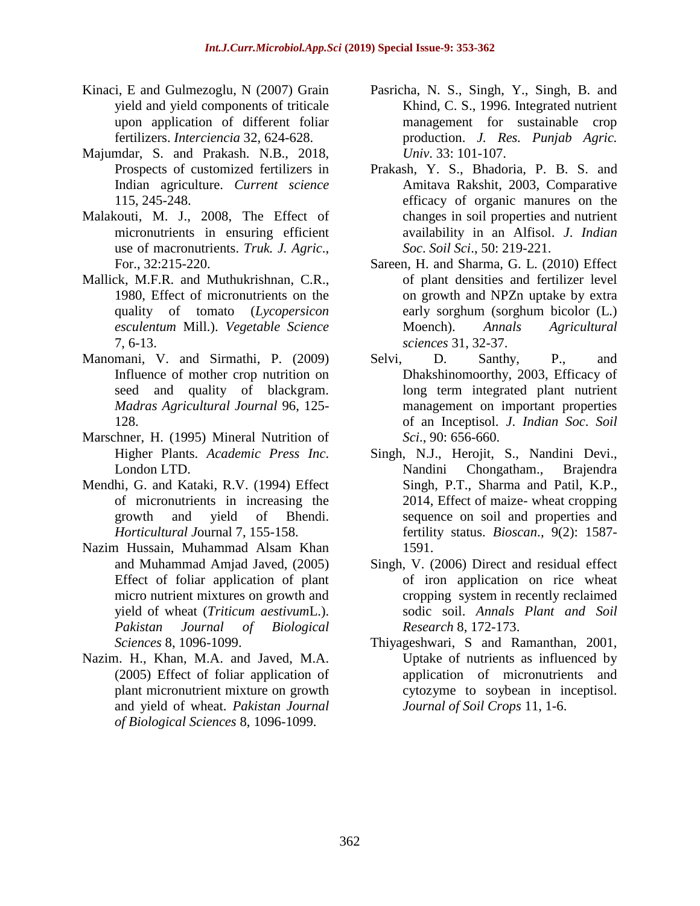Kinaci, E and Gulmezoglu, N (2007) Grain yield and yield components of triticale upon application of different foliar fertilizers. *Interciencia* 32, 624-628.

Majumdar, S. and Prakash. N.B., 2018, Prospects of customized fertilizers in Indian agriculture. *Current science* 115, 245-248.

Malakouti, M. J., 2008, The Effect of micronutrients in ensuring efficient use of macronutrients. *Truk. J. Agric*., For., 32:215-220.

Mallick, M.F.R. and Muthukrishnan, C.R., 1980, Effect of micronutrients on the quality of tomato (*Lycopersicon esculentum* Mill.). *Vegetable Science* 7, 6-13.

Manomani, V. and Sirmathi, P. (2009) Influence of mother crop nutrition on seed and quality of blackgram. *Madras Agricultural Journal* 96, 125-128.

Marschner, H. (1995) Mineral Nutrition of Higher Plants. *Academic Press Inc*. London LTD.

Mendhi, G. and Kataki, R.V. (1994) Effect of micronutrients in increasing the growth and yield of Bhendi. *Horticultural J*ournal 7, 155-158.

Nazim Hussain, Muhammad Alsam Khan and Muhammad Amjad Javed, (2005) Effect of foliar application of plant micro nutrient mixtures on growth and yield of wheat (*Triticum aestivum*L.). *Pakistan Journal of Biological Sciences* 8, 1096-1099.

Nazim. H., Khan, M.A. and Javed, M.A. (2005) Effect of foliar application of plant micronutrient mixture on growth and yield of wheat. *Pakistan Journal of Biological Sciences* 8, 1096-1099.

Pasricha, N. S., Singh, Y., Singh, B. and Khind, C. S., 1996. Integrated nutrient management for sustainable crop production. *J. Res. Punjab Agric. Univ*. 33: 101-107.

Prakash, Y. S., Bhadoria, P. B. S. and Amitava Rakshit, 2003, Comparative efficacy of organic manures on the changes in soil properties and nutrient availability in an Alfisol. *J. Indian Soc. Soil Sci*., 50: 219-221.

Sareen, H. and Sharma, G. L. (2010) Effect of plant densities and fertilizer level on growth and NPZn uptake by extra early sorghum (sorghum bicolor (L.) Moench). *Annals Agricultural sciences* 31, 32-37.

Selvi, D. Santhy, P., and Dhakshinomoorthy, 2003, Efficacy of long term integrated plant nutrient management on important properties of an Inceptisol. *J. Indian Soc. Soil Sci*., 90: 656-660.

Singh, N.J., Herojit, S., Nandini Devi., Nandini Chongatham., Brajendra Singh, P.T., Sharma and Patil, K.P., 2014, Effect of maize- wheat cropping sequence on soil and properties and fertility status. *Bioscan*., 9(2): 1587-1591.

Singh, V. (2006) Direct and residual effect of iron application on rice wheat cropping system in recently reclaimed sodic soil. *Annals Plant and Soil Research* 8, 172-173.

Thiyageshwari, S and Ramanthan, 2001, Uptake of nutrients as influenced by application of micronutrients and cytozyme to soybean in inceptisol. *Journal of Soil Crops* 11, 1-6.